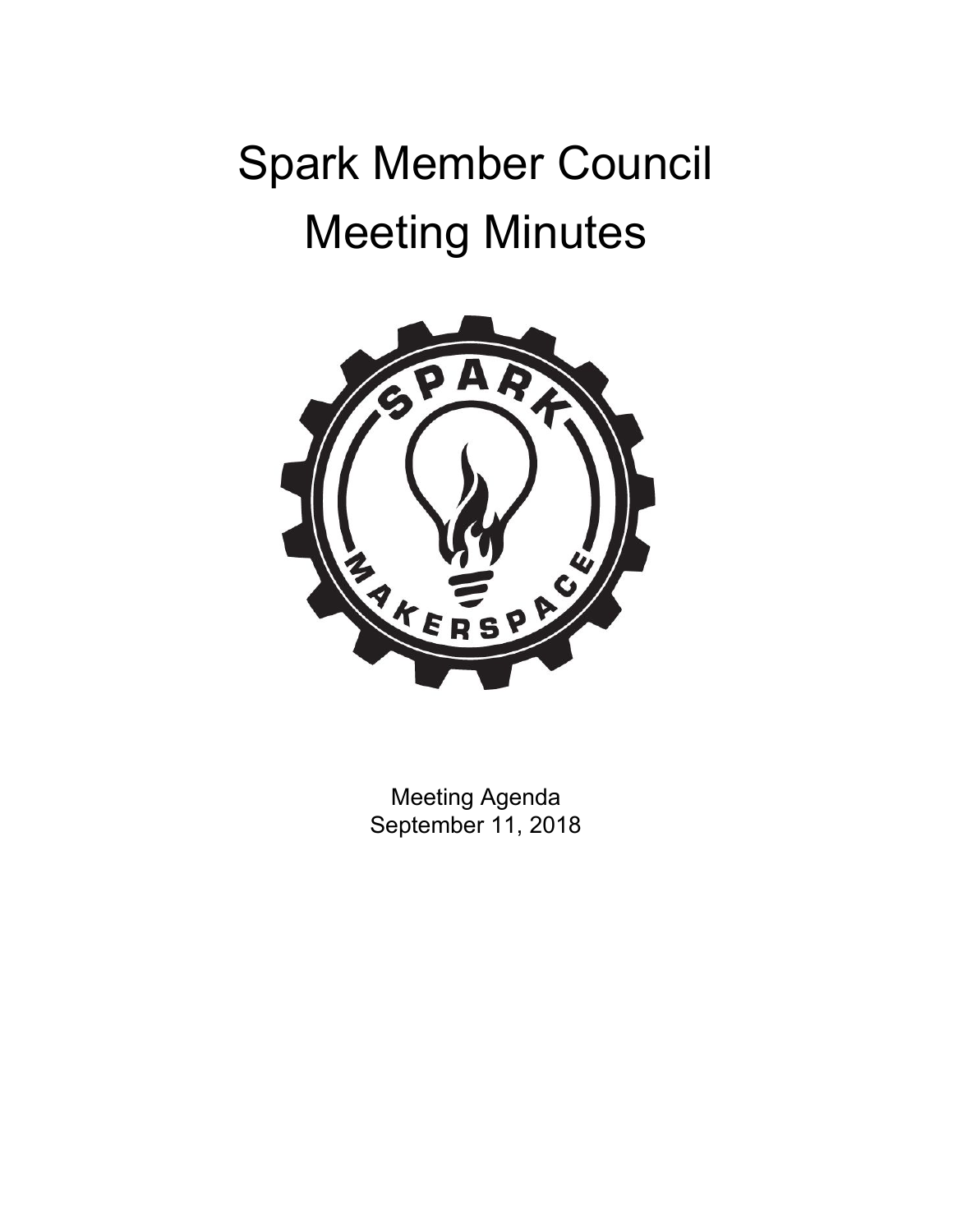# Spark Member Council Meeting Minutes

Meeting Agenda
September 11, 2018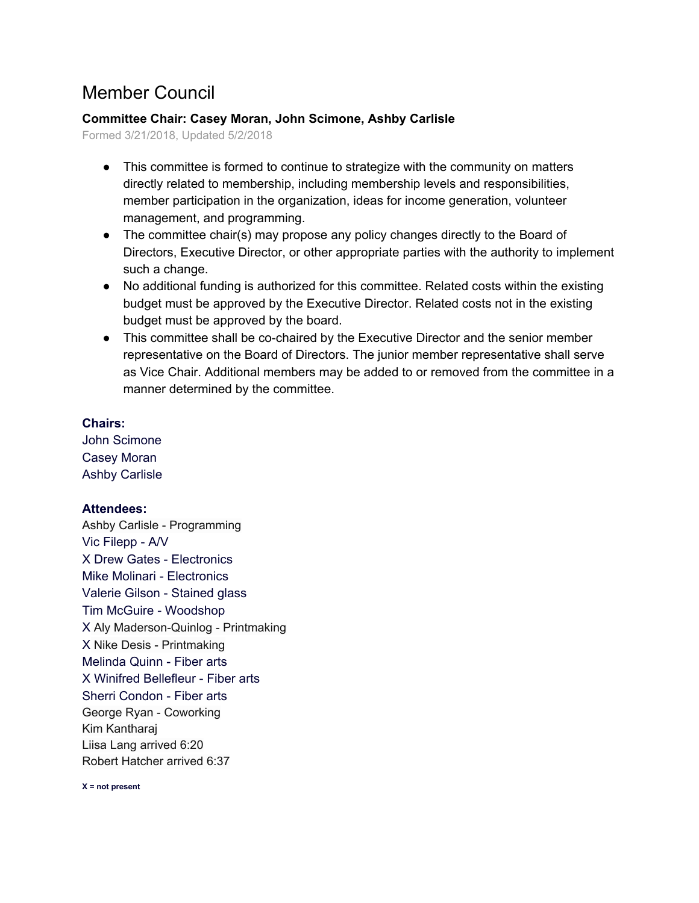# Member Council

**Committee Chair: Casey Moran, John Scimone, Ashby Carlisle**

Formed 3/21/2018, Updated 5/2/2018

- This committee is formed to continue to strategize with the community on matters directly related to membership, including membership levels and responsibilities, member participation in the organization, ideas for income generation, volunteer management, and programming.
- The committee chair(s) may propose any policy changes directly to the Board of Directors, Executive Director, or other appropriate parties with the authority to implement such a change.
- No additional funding is authorized for this committee. Related costs within the existing budget must be approved by the Executive Director. Related costs not in the existing budget must be approved by the board.
- This committee shall be co-chaired by the Executive Director and the senior member representative on the Board of Directors. The junior member representative shall serve as Vice Chair. Additional members may be added to or removed from the committee in a manner determined by the committee.

**Chairs:**

John Scimone
Casey Moran
Ashby Carlisle

**Attendees:**

Ashby Carlisle - Programming
Vic Filepp - A/V
X Drew Gates - Electronics
Mike Molinari - Electronics
Valerie Gilson - Stained glass
Tim McGuire - Woodshop
X Aly Maderson-Quinlog - Printmaking
X Nike Desis - Printmaking
Melinda Quinn - Fiber arts
X Winifred Bellefleur - Fiber arts
Sherri Condon - Fiber arts
George Ryan - Coworking
Kim Kantharaj
Liisa Lang arrived 6:20
Robert Hatcher arrived 6:37

**X = not present**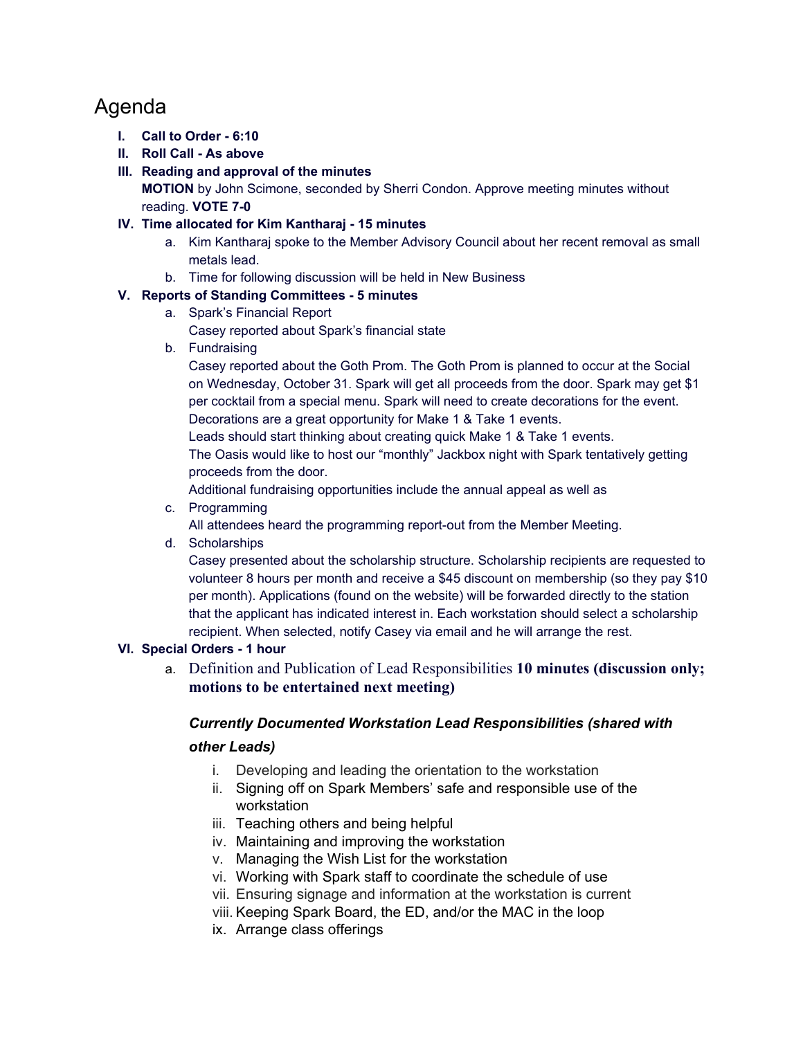# Agenda

I. **Call to Order - 6:10**

II. **Roll Call - As above**

III. **Reading and approval of the minutes**
   **MOTION** by John Scimone, seconded by Sherri Condon. Approve meeting minutes without reading. **VOTE 7-0**

IV. **Time allocated for Kim Kantharaj - 15 minutes**
   a. Kim Kantharaj spoke to the Member Advisory Council about her recent removal as small metals lead.
   b. Time for following discussion will be held in New Business

V. **Reports of Standing Committees - 5 minutes**
   a. Spark's Financial Report
      Casey reported about Spark's financial state
   b. Fundraising
      Casey reported about the Goth Prom. The Goth Prom is planned to occur at the Social on Wednesday, October 31. Spark will get all proceeds from the door. Spark may get $1 per cocktail from a special menu. Spark will need to create decorations for the event. Decorations are a great opportunity for Make 1 & Take 1 events.
      Leads should start thinking about creating quick Make 1 & Take 1 events.
      The Oasis would like to host our "monthly" Jackbox night with Spark tentatively getting proceeds from the door.
      Additional fundraising opportunities include the annual appeal as well as
   c. Programming
      All attendees heard the programming report-out from the Member Meeting.
   d. Scholarships
      Casey presented about the scholarship structure. Scholarship recipients are requested to volunteer 8 hours per month and receive a $45 discount on membership (so they pay $10 per month). Applications (found on the website) will be forwarded directly to the station that the applicant has indicated interest in. Each workstation should select a scholarship recipient. When selected, notify Casey via email and he will arrange the rest.

VI. **Special Orders - 1 hour**
   a. Definition and Publication of Lead Responsibilities **10 minutes (discussion only; motions to be entertained next meeting)**

      ***Currently Documented Workstation Lead Responsibilities (shared with other Leads)***

      i. Developing and leading the orientation to the workstation
      ii. Signing off on Spark Members' safe and responsible use of the workstation
      iii. Teaching others and being helpful
      iv. Maintaining and improving the workstation
      v. Managing the Wish List for the workstation
      vi. Working with Spark staff to coordinate the schedule of use
      vii. Ensuring signage and information at the workstation is current
      viii. Keeping Spark Board, the ED, and/or the MAC in the loop
      ix. Arrange class offerings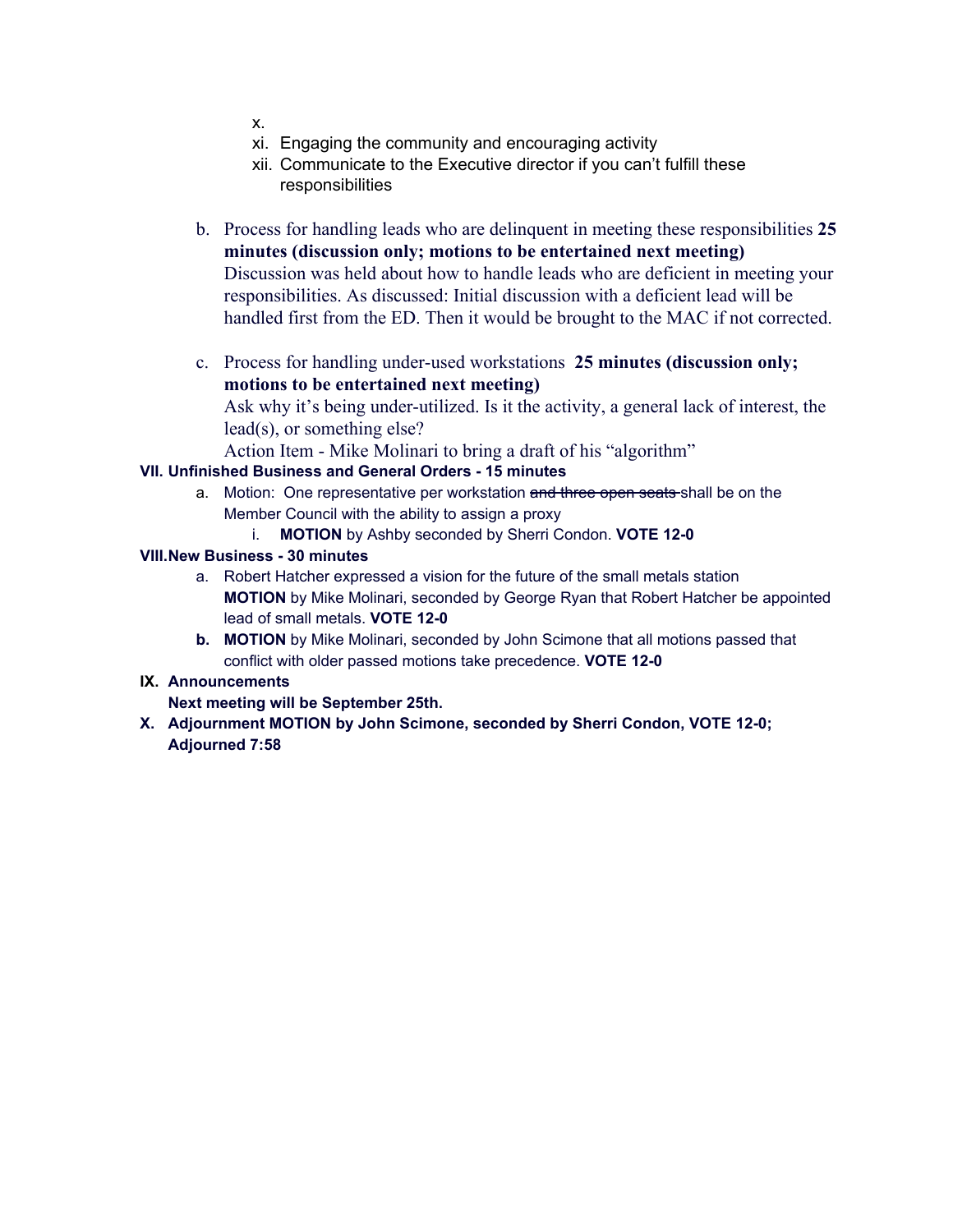x.
xi. Engaging the community and encouraging activity
xii. Communicate to the Executive director if you can't fulfill these responsibilities

b. Process for handling leads who are delinquent in meeting these responsibilities **25 minutes (discussion only; motions to be entertained next meeting)**
Discussion was held about how to handle leads who are deficient in meeting your responsibilities. As discussed: Initial discussion with a deficient lead will be handled first from the ED. Then it would be brought to the MAC if not corrected.

c. Process for handling under-used workstations **25 minutes (discussion only; motions to be entertained next meeting)**
Ask why it's being under-utilized. Is it the activity, a general lack of interest, the lead(s), or something else?
Action Item - Mike Molinari to bring a draft of his "algorithm"

**VII. Unfinished Business and General Orders - 15 minutes**

a. Motion: One representative per workstation ~~and three open seats~~ shall be on the Member Council with the ability to assign a proxy
   i. **MOTION** by Ashby seconded by Sherri Condon. **VOTE 12-0**

**VIII. New Business - 30 minutes**

a. Robert Hatcher expressed a vision for the future of the small metals station
**MOTION** by Mike Molinari, seconded by George Ryan that Robert Hatcher be appointed lead of small metals. **VOTE 12-0**

**b.** **MOTION** by Mike Molinari, seconded by John Scimone that all motions passed that conflict with older passed motions take precedence. **VOTE 12-0**

**IX. Announcements**
**Next meeting will be September 25th.**

**X. Adjournment MOTION by John Scimone, seconded by Sherri Condon, VOTE 12-0; Adjourned 7:58**